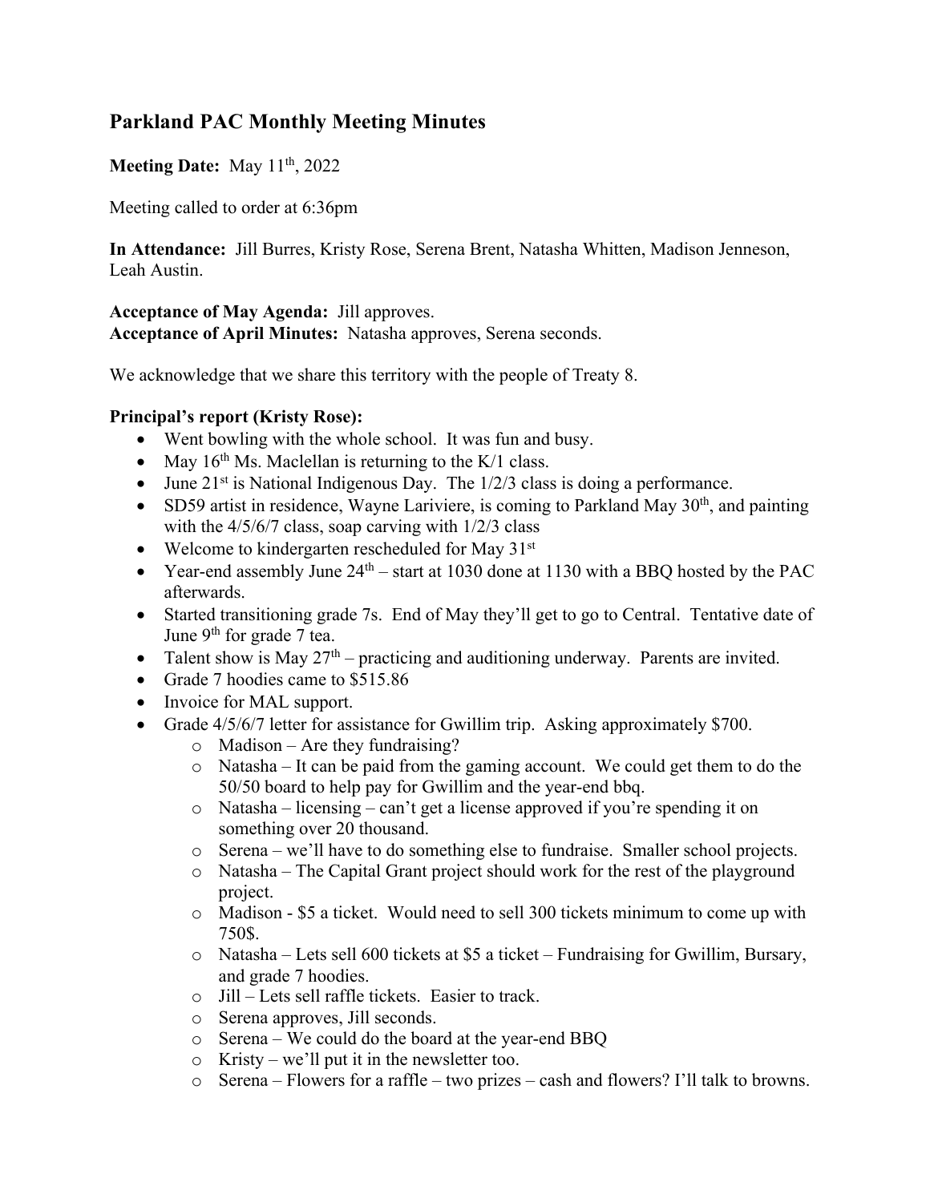## Parkland PAC Monthly Meeting Minutes

**Meeting Date:** May 11th, 2022

Meeting called to order at 6:36pm

**In Attendance:** Jill Burres, Kristy Rose, Serena Brent, Natasha Whitten, Madison Jenneson, Leah Austin.

**Acceptance of May Agenda:** Jill approves.
**Acceptance of April Minutes:** Natasha approves, Serena seconds.

We acknowledge that we share this territory with the people of Treaty 8.

**Principal's report (Kristy Rose):**

- Went bowling with the whole school. It was fun and busy.
- May 16th Ms. Maclellan is returning to the K/1 class.
- June 21st is National Indigenous Day. The 1/2/3 class is doing a performance.
- SD59 artist in residence, Wayne Lariviere, is coming to Parkland May 30th, and painting with the 4/5/6/7 class, soap carving with 1/2/3 class
- Welcome to kindergarten rescheduled for May 31st
- Year-end assembly June 24th – start at 1030 done at 1130 with a BBQ hosted by the PAC afterwards.
- Started transitioning grade 7s. End of May they'll get to go to Central. Tentative date of June 9th for grade 7 tea.
- Talent show is May 27th – practicing and auditioning underway. Parents are invited.
- Grade 7 hoodies came to $515.86
- Invoice for MAL support.
- Grade 4/5/6/7 letter for assistance for Gwillim trip. Asking approximately $700.
    - Madison – Are they fundraising?
    - Natasha – It can be paid from the gaming account. We could get them to do the 50/50 board to help pay for Gwillim and the year-end bbq.
    - Natasha – licensing – can't get a license approved if you're spending it on something over 20 thousand.
    - Serena – we'll have to do something else to fundraise. Smaller school projects.
    - Natasha – The Capital Grant project should work for the rest of the playground project.
    - Madison - $5 a ticket. Would need to sell 300 tickets minimum to come up with 750$.
    - Natasha – Lets sell 600 tickets at $5 a ticket – Fundraising for Gwillim, Bursary, and grade 7 hoodies.
    - Jill – Lets sell raffle tickets. Easier to track.
    - Serena approves, Jill seconds.
    - Serena – We could do the board at the year-end BBQ
    - Kristy – we'll put it in the newsletter too.
    - Serena – Flowers for a raffle – two prizes – cash and flowers? I'll talk to browns.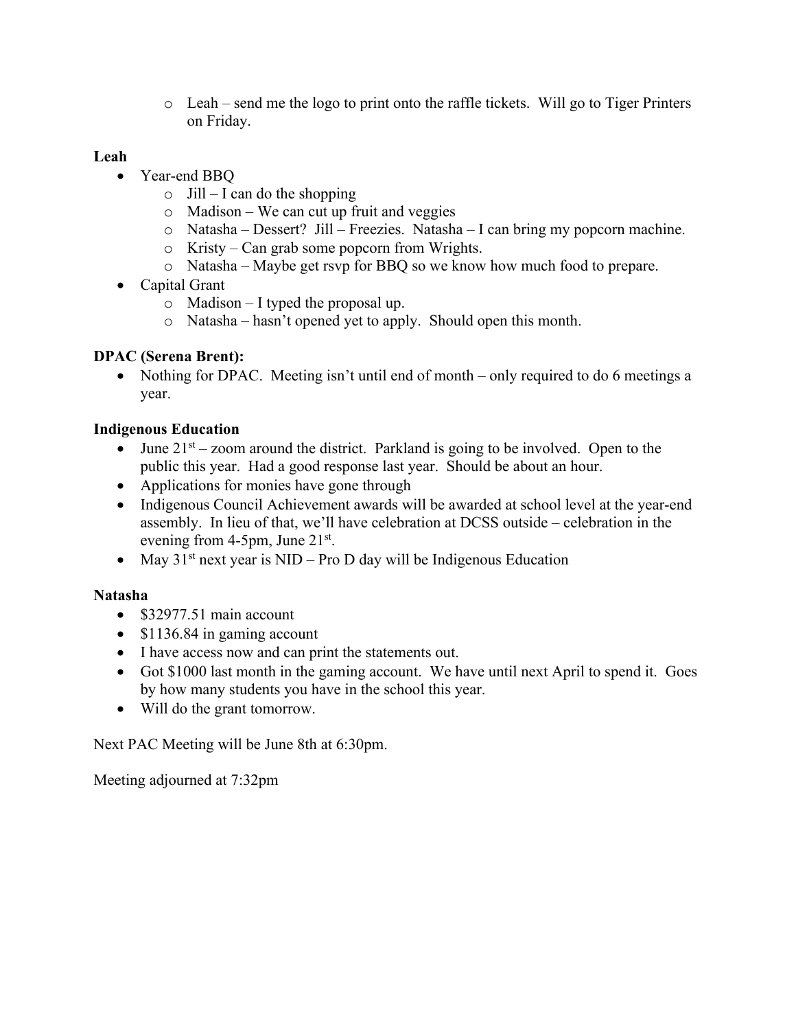- Leah – send me the logo to print onto the raffle tickets. Will go to Tiger Printers on Friday.

**Leah**

- Year-end BBQ
  - Jill – I can do the shopping
  - Madison – We can cut up fruit and veggies
  - Natasha – Dessert? Jill – Freezies. Natasha – I can bring my popcorn machine.
  - Kristy – Can grab some popcorn from Wrights.
  - Natasha – Maybe get rsvp for BBQ so we know how much food to prepare.
- Capital Grant
  - Madison – I typed the proposal up.
  - Natasha – hasn't opened yet to apply. Should open this month.

**DPAC (Serena Brent):**

- Nothing for DPAC. Meeting isn't until end of month – only required to do 6 meetings a year.

**Indigenous Education**

- June 21st – zoom around the district. Parkland is going to be involved. Open to the public this year. Had a good response last year. Should be about an hour.
- Applications for monies have gone through
- Indigenous Council Achievement awards will be awarded at school level at the year-end assembly. In lieu of that, we'll have celebration at DCSS outside – celebration in the evening from 4-5pm, June 21st.
- May 31st next year is NID – Pro D day will be Indigenous Education

**Natasha**

- $32977.51 main account
- $1136.84 in gaming account
- I have access now and can print the statements out.
- Got $1000 last month in the gaming account. We have until next April to spend it. Goes by how many students you have in the school this year.
- Will do the grant tomorrow.

Next PAC Meeting will be June 8th at 6:30pm.

Meeting adjourned at 7:32pm